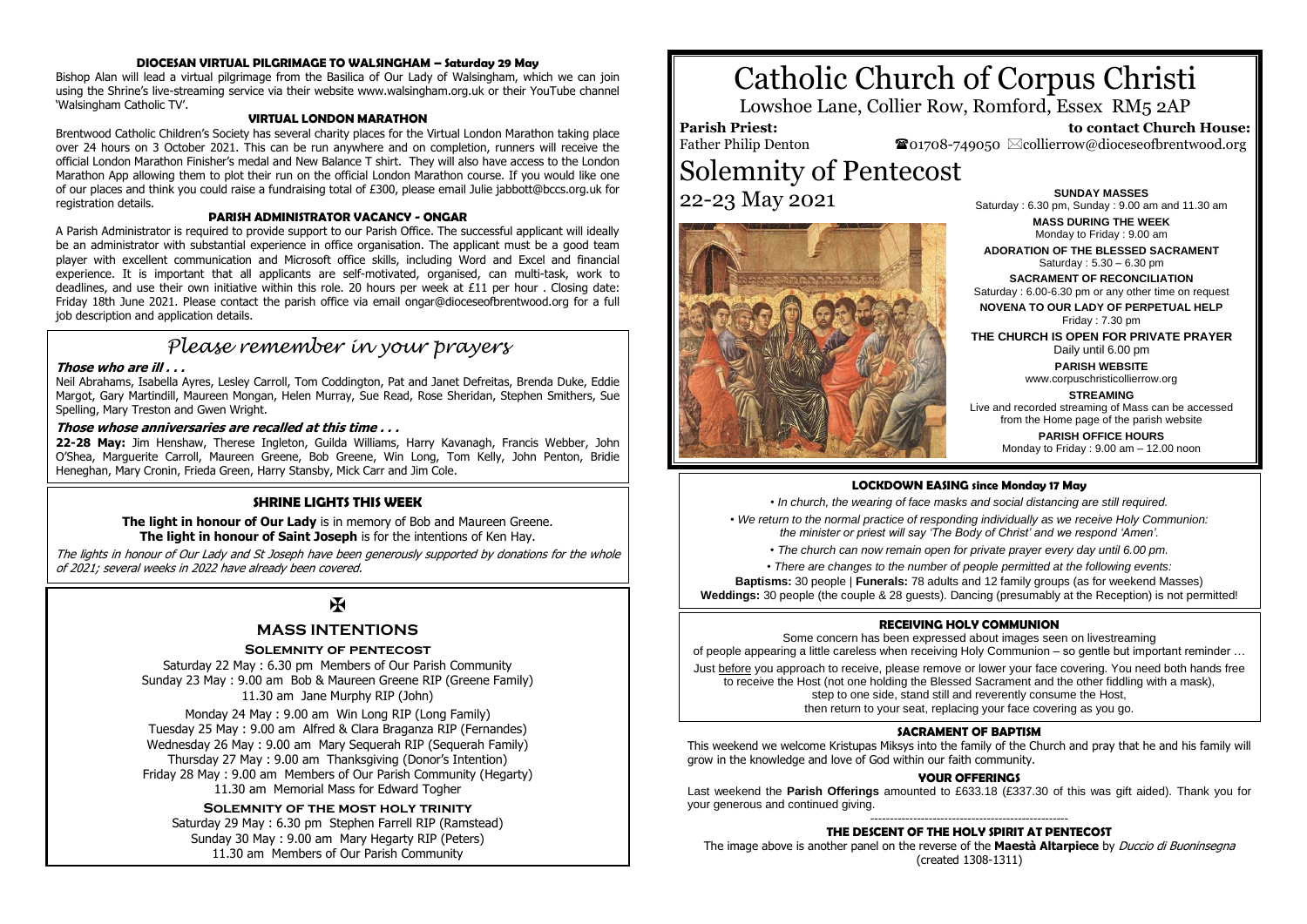# Catholic Church of Corpus Christi

Lowshoe Lane, Collier Row, Romford, Essex RM5 2AP

**Parish Priest:** Father Philip Denton

**to contact Church House:** ☎01708-749050 ✉collierrow@dioceseofbrentwood.org

# Solemnity of Pentecost

22-23 May 2021

**SUNDAY MASSES**
Saturday : 6.30 pm, Sunday : 9.00 am and 11.30 am

**MASS DURING THE WEEK**
Monday to Friday : 9.00 am

**ADORATION OF THE BLESSED SACRAMENT**
Saturday : 5.30 – 6.30 pm

**SACRAMENT OF RECONCILIATION**
Saturday : 6.00-6.30 pm or any other time on request

**NOVENA TO OUR LADY OF PERPETUAL HELP**
Friday : 7.30 pm

**THE CHURCH IS OPEN FOR PRIVATE PRAYER**
Daily until 6.00 pm

**PARISH WEBSITE**
www.corpuschristicollierrow.org

**STREAMING**
Live and recorded streaming of Mass can be accessed from the Home page of the parish website

**PARISH OFFICE HOURS**
Monday to Friday : 9.00 am – 12.00 noon

### LOCKDOWN EASING since Monday 17 May

- *In church, the wearing of face masks and social distancing are still required.*
- *We return to the normal practice of responding individually as we receive Holy Communion: the minister or priest will say 'The Body of Christ' and we respond 'Amen'.*
- *The church can now remain open for private prayer every day until 6.00 pm.*
- *There are changes to the number of people permitted at the following events:*

**Baptisms:** 30 people | **Funerals:** 78 adults and 12 family groups (as for weekend Masses)
**Weddings:** 30 people (the couple & 28 guests). Dancing (presumably at the Reception) is not permitted!

### RECEIVING HOLY COMMUNION

Some concern has been expressed about images seen on livestreaming of people appearing a little careless when receiving Holy Communion – so gentle but important reminder …

Just before you approach to receive, please remove or lower your face covering. You need both hands free to receive the Host (not one holding the Blessed Sacrament and the other fiddling with a mask), step to one side, stand still and reverently consume the Host, then return to your seat, replacing your face covering as you go.

### SACRAMENT OF BAPTISM

This weekend we welcome Kristupas Miksys into the family of the Church and pray that he and his family will grow in the knowledge and love of God within our faith community.

### YOUR OFFERINGS

Last weekend the **Parish Offerings** amounted to £633.18 (£337.30 of this was gift aided). Thank you for your generous and continued giving.

### THE DESCENT OF THE HOLY SPIRIT AT PENTECOST

The image above is another panel on the reverse of the **Maestà Altarpiece** by *Duccio di Buoninsegna* (created 1308-1311)

### DIOCESAN VIRTUAL PILGRIMAGE TO WALSINGHAM – Saturday 29 May

Bishop Alan will lead a virtual pilgrimage from the Basilica of Our Lady of Walsingham, which we can join using the Shrine's live-streaming service via their website www.walsingham.org.uk or their YouTube channel 'Walsingham Catholic TV'.

### VIRTUAL LONDON MARATHON

Brentwood Catholic Children's Society has several charity places for the Virtual London Marathon taking place over 24 hours on 3 October 2021. This can be run anywhere and on completion, runners will receive the official London Marathon Finisher's medal and New Balance T shirt. They will also have access to the London Marathon App allowing them to plot their run on the official London Marathon course. If you would like one of our places and think you could raise a fundraising total of £300, please email Julie jabbott@bccs.org.uk for registration details.

### PARISH ADMINISTRATOR VACANCY - ONGAR

A Parish Administrator is required to provide support to our Parish Office. The successful applicant will ideally be an administrator with substantial experience in office organisation. The applicant must be a good team player with excellent communication and Microsoft office skills, including Word and Excel and financial experience. It is important that all applicants are self-motivated, organised, can multi-task, work to deadlines, and use their own initiative within this role. 20 hours per week at £11 per hour . Closing date: Friday 18th June 2021. Please contact the parish office via email ongar@dioceseofbrentwood.org for a full job description and application details.

## *Please remember in your prayers*

***Those who are ill . . .***

Neil Abrahams, Isabella Ayres, Lesley Carroll, Tom Coddington, Pat and Janet Defreitas, Brenda Duke, Eddie Margot, Gary Martindill, Maureen Mongan, Helen Murray, Sue Read, Rose Sheridan, Stephen Smithers, Sue Spelling, Mary Treston and Gwen Wright.

***Those whose anniversaries are recalled at this time . . .***

**22-28 May:** Jim Henshaw, Therese Ingleton, Guilda Williams, Harry Kavanagh, Francis Webber, John O'Shea, Marguerite Carroll, Maureen Greene, Bob Greene, Win Long, Tom Kelly, John Penton, Bridie Heneghan, Mary Cronin, Frieda Green, Harry Stansby, Mick Carr and Jim Cole.

### SHRINE LIGHTS THIS WEEK

**The light in honour of Our Lady** is in memory of Bob and Maureen Greene.
**The light in honour of Saint Joseph** is for the intentions of Ken Hay.

*The lights in honour of Our Lady and St Joseph have been generously supported by donations for the whole of 2021; several weeks in 2022 have already been covered.*

✠

### MASS INTENTIONS

**Solemnity of pentecost**

Saturday 22 May : 6.30 pm Members of Our Parish Community
Sunday 23 May : 9.00 am Bob & Maureen Greene RIP (Greene Family)
11.30 am Jane Murphy RIP (John)

Monday 24 May : 9.00 am Win Long RIP (Long Family)
Tuesday 25 May : 9.00 am Alfred & Clara Braganza RIP (Fernandes)
Wednesday 26 May : 9.00 am Mary Sequerah RIP (Sequerah Family)
Thursday 27 May : 9.00 am Thanksgiving (Donor's Intention)
Friday 28 May : 9.00 am Members of Our Parish Community (Hegarty)
11.30 am Memorial Mass for Edward Togher

**Solemnity of the most holy trinity**

Saturday 29 May : 6.30 pm Stephen Farrell RIP (Ramstead)
Sunday 30 May : 9.00 am Mary Hegarty RIP (Peters)
11.30 am Members of Our Parish Community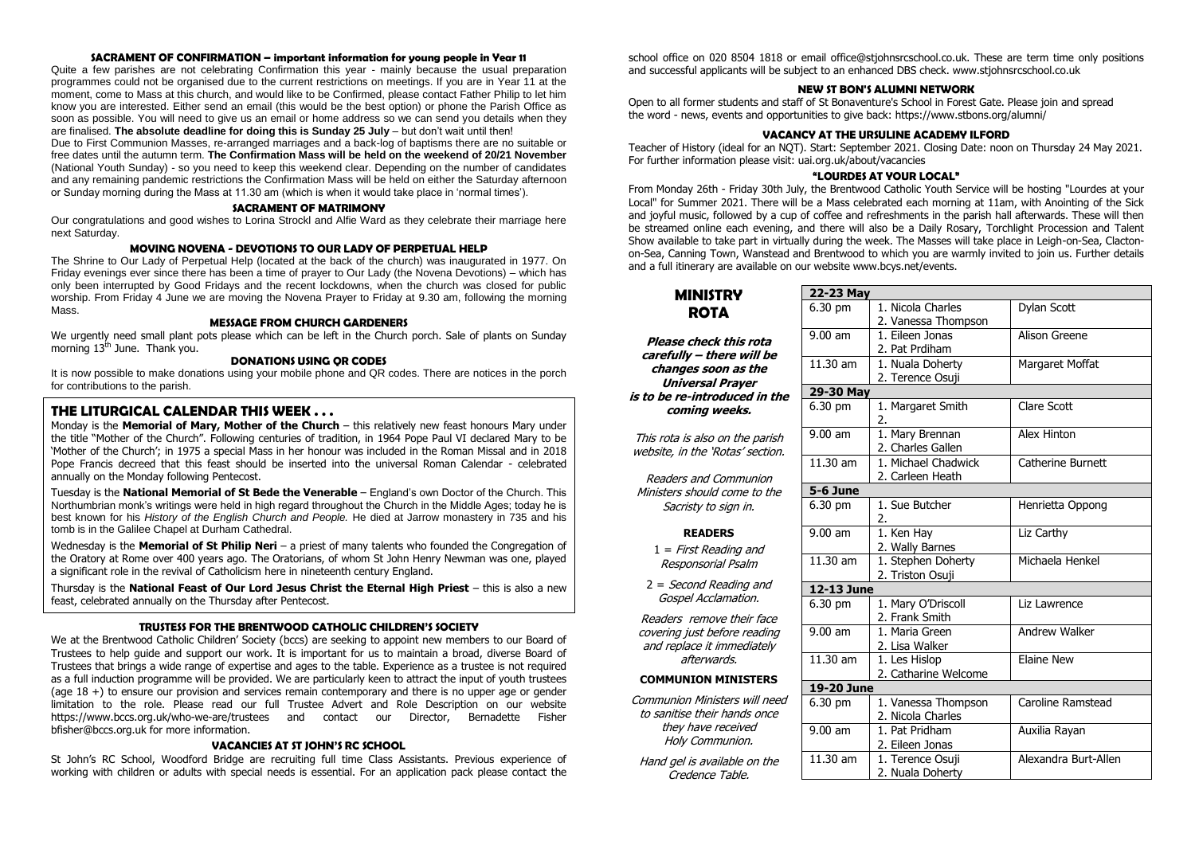### SACRAMENT OF CONFIRMATION – important information for young people in Year 11

Quite a few parishes are not celebrating Confirmation this year - mainly because the usual preparation programmes could not be organised due to the current restrictions on meetings. If you are in Year 11 at the moment, come to Mass at this church, and would like to be Confirmed, please contact Father Philip to let him know you are interested. Either send an email (this would be the best option) or phone the Parish Office as soon as possible. You will need to give us an email or home address so we can send you details when they are finalised. **The absolute deadline for doing this is Sunday 25 July** – but don't wait until then!

Due to First Communion Masses, re-arranged marriages and a back-log of baptisms there are no suitable or free dates until the autumn term. **The Confirmation Mass will be held on the weekend of 20/21 November** (National Youth Sunday) - so you need to keep this weekend clear. Depending on the number of candidates and any remaining pandemic restrictions the Confirmation Mass will be held on either the Saturday afternoon or Sunday morning during the Mass at 11.30 am (which is when it would take place in 'normal times').

### SACRAMENT OF MATRIMONY

Our congratulations and good wishes to Lorina Strockl and Alfie Ward as they celebrate their marriage here next Saturday.

### MOVING NOVENA - DEVOTIONS TO OUR LADY OF PERPETUAL HELP

The Shrine to Our Lady of Perpetual Help (located at the back of the church) was inaugurated in 1977. On Friday evenings ever since there has been a time of prayer to Our Lady (the Novena Devotions) – which has only been interrupted by Good Fridays and the recent lockdowns, when the church was closed for public worship. From Friday 4 June we are moving the Novena Prayer to Friday at 9.30 am, following the morning Mass.

### MESSAGE FROM CHURCH GARDENERS

We urgently need small plant pots please which can be left in the Church porch. Sale of plants on Sunday morning 13th June. Thank you.

### DONATIONS USING QR CODES

It is now possible to make donations using your mobile phone and QR codes. There are notices in the porch for contributions to the parish.

## THE LITURGICAL CALENDAR THIS WEEK . . .

Monday is the **Memorial of Mary, Mother of the Church** – this relatively new feast honours Mary under the title "Mother of the Church". Following centuries of tradition, in 1964 Pope Paul VI declared Mary to be 'Mother of the Church'; in 1975 a special Mass in her honour was included in the Roman Missal and in 2018 Pope Francis decreed that this feast should be inserted into the universal Roman Calendar - celebrated annually on the Monday following Pentecost.

Tuesday is the **National Memorial of St Bede the Venerable** – England's own Doctor of the Church. This Northumbrian monk's writings were held in high regard throughout the Church in the Middle Ages; today he is best known for his *History of the English Church and People.* He died at Jarrow monastery in 735 and his tomb is in the Galilee Chapel at Durham Cathedral.

Wednesday is the **Memorial of St Philip Neri** – a priest of many talents who founded the Congregation of the Oratory at Rome over 400 years ago. The Oratorians, of whom St John Henry Newman was one, played a significant role in the revival of Catholicism here in nineteenth century England.

Thursday is the **National Feast of Our Lord Jesus Christ the Eternal High Priest** – this is also a new feast, celebrated annually on the Thursday after Pentecost.

### TRUSTESS FOR THE BRENTWOOD CATHOLIC CHILDREN'S SOCIETY

We at the Brentwood Catholic Children' Society (bccs) are seeking to appoint new members to our Board of Trustees to help guide and support our work. It is important for us to maintain a broad, diverse Board of Trustees that brings a wide range of expertise and ages to the table. Experience as a trustee is not required as a full induction programme will be provided. We are particularly keen to attract the input of youth trustees (age 18 +) to ensure our provision and services remain contemporary and there is no upper age or gender limitation to the role. Please read our full Trustee Advert and Role Description on our website https://www.bccs.org.uk/who-we-are/trustees and contact our Director, Bernadette Fisher bfisher@bccs.org.uk for more information.

### VACANCIES AT ST JOHN'S RC SCHOOL

St John's RC School, Woodford Bridge are recruiting full time Class Assistants. Previous experience of working with children or adults with special needs is essential. For an application pack please contact the school office on 020 8504 1818 or email office@stjohnsrcschool.co.uk. These are term time only positions and successful applicants will be subject to an enhanced DBS check. www.stjohnsrcschool.co.uk

### NEW ST BON'S ALUMNI NETWORK

Open to all former students and staff of St Bonaventure's School in Forest Gate. Please join and spread the word - news, events and opportunities to give back: https://www.stbons.org/alumni/

### VACANCY AT THE URSULINE ACADEMY ILFORD

Teacher of History (ideal for an NQT). Start: September 2021. Closing Date: noon on Thursday 24 May 2021. For further information please visit: uai.org.uk/about/vacancies

### "LOURDES AT YOUR LOCAL"

From Monday 26th - Friday 30th July, the Brentwood Catholic Youth Service will be hosting "Lourdes at your Local" for Summer 2021. There will be a Mass celebrated each morning at 11am, with Anointing of the Sick and joyful music, followed by a cup of coffee and refreshments in the parish hall afterwards. These will then be streamed online each evening, and there will also be a Daily Rosary, Torchlight Procession and Talent Show available to take part in virtually during the week. The Masses will take place in Leigh-on-Sea, Clacton-on-Sea, Canning Town, Wanstead and Brentwood to which you are warmly invited to join us. Further details and a full itinerary are available on our website www.bcys.net/events.

## MINISTRY ROTA

***Please check this rota carefully – there will be changes soon as the Universal Prayer is to be re-introduced in the coming weeks.***

*This rota is also on the parish website, in the 'Rotas' section.*

*Readers and Communion Ministers should come to the Sacristy to sign in.*

**READERS**

1 = *First Reading and Responsorial Psalm*

2 = *Second Reading and Gospel Acclamation.*

*Readers remove their face covering just before reading and replace it immediately afterwards.*

**COMMUNION MINISTERS**

*Communion Ministers will need to sanitise their hands once they have received Holy Communion.*

*Hand gel is available on the Credence Table.*

| | | |
|---|---|---|
| **22-23 May** | | |
| 6.30 pm | 1. Nicola Charles<br>2. Vanessa Thompson | Dylan Scott |
| 9.00 am | 1. Eileen Jonas<br>2. Pat Prdiham | Alison Greene |
| 11.30 am | 1. Nuala Doherty<br>2. Terence Osuji | Margaret Moffat |
| **29-30 May** | | |
| 6.30 pm | 1. Margaret Smith<br>2. | Clare Scott |
| 9.00 am | 1. Mary Brennan<br>2. Charles Gallen | Alex Hinton |
| 11.30 am | 1. Michael Chadwick<br>2. Carleen Heath | Catherine Burnett |
| **5-6 June** | | |
| 6.30 pm | 1. Sue Butcher<br>2. | Henrietta Oppong |
| 9.00 am | 1. Ken Hay<br>2. Wally Barnes | Liz Carthy |
| 11.30 am | 1. Stephen Doherty<br>2. Triston Osuji | Michaela Henkel |
| **12-13 June** | | |
| 6.30 pm | 1. Mary O'Driscoll<br>2. Frank Smith | Liz Lawrence |
| 9.00 am | 1. Maria Green<br>2. Lisa Walker | Andrew Walker |
| 11.30 am | 1. Les Hislop<br>2. Catharine Welcome | Elaine New |
| **19-20 June** | | |
| 6.30 pm | 1. Vanessa Thompson<br>2. Nicola Charles | Caroline Ramstead |
| 9.00 am | 1. Pat Pridham<br>2. Eileen Jonas | Auxilia Rayan |
| 11.30 am | 1. Terence Osuji<br>2. Nuala Doherty | Alexandra Burt-Allen |